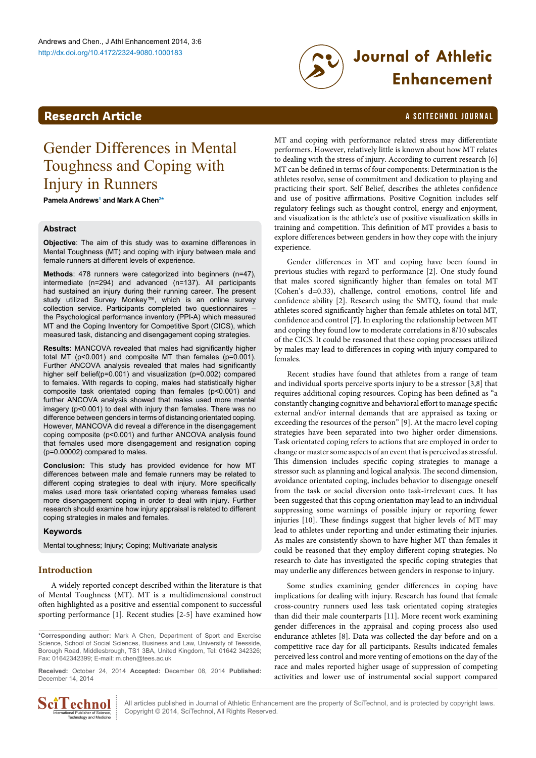## Research Article

# Gender Differences in Mental Toughness and Coping with Injury in Runners

**Pamela Andrews[1] and Mark A Chen[2*]**

### Abstract

**Objective**: The aim of this study was to examine differences in Mental Toughness (MT) and coping with injury between male and female runners at different levels of experience.

**Methods**: 478 runners were categorized into beginners (n=47), intermediate (n=294) and advanced (n=137). All participants had sustained an injury during their running career. The present study utilized Survey Monkey™, which is an online survey collection service. Participants completed two questionnaires – the Psychological performance inventory (PPI-A) which measured MT and the Coping Inventory for Competitive Sport (CICS), which measured task, distancing and disengagement coping strategies.

**Results:** MANCOVA revealed that males had significantly higher total MT (p<0.001) and composite MT than females (p=0.001). Further ANCOVA analysis revealed that males had significantly higher self belief(p=0.001) and visualization (p=0.002) compared to females. With regards to coping, males had statistically higher composite task orientated coping than females (p<0.001) and further ANCOVA analysis showed that males used more mental imagery (p<0.001) to deal with injury than females. There was no difference between genders in terms of distancing orientated coping. However, MANCOVA did reveal a difference in the disengagement coping composite (p<0.001) and further ANCOVA analysis found that females used more disengagement and resignation coping (p=0.00002) compared to males.

**Conclusion:** This study has provided evidence for how MT differences between male and female runners may be related to different coping strategies to deal with injury. More specifically males used more task orientated coping whereas females used more disengagement coping in order to deal with injury. Further research should examine how injury appraisal is related to different coping strategies in males and females.

### Keywords

Mental toughness; Injury; Coping; Multivariate analysis

## Introduction

A widely reported concept described within the literature is that of Mental Toughness (MT). MT is a multidimensional construct often highlighted as a positive and essential component to successful sporting performance [1]. Recent studies [2-5] have examined how MT and coping with performance related stress may differentiate performers. However, relatively little is known about how MT relates to dealing with the stress of injury. According to current research [6] MT can be defined in terms of four components: Determination is the athletes resolve, sense of commitment and dedication to playing and practicing their sport. Self Belief, describes the athletes confidence and use of positive affirmations. Positive Cognition includes self regulatory feelings such as thought control, energy and enjoyment, and visualization is the athlete's use of positive visualization skills in training and competition. This definition of MT provides a basis to explore differences between genders in how they cope with the injury experience.

Gender differences in MT and coping have been found in previous studies with regard to performance [2]. One study found that males scored significantly higher than females on total MT (Cohen's d=0.33), challenge, control emotions, control life and confidence ability [2]. Research using the SMTQ, found that male athletes scored significantly higher than female athletes on total MT, confidence and control [7]. In exploring the relationship between MT and coping they found low to moderate correlations in 8/10 subscales of the CICS. It could be reasoned that these coping processes utilized by males may lead to differences in coping with injury compared to females.

Recent studies have found that athletes from a range of team and individual sports perceive sports injury to be a stressor [3,8] that requires additional coping resources. Coping has been defined as "a constantly changing cognitive and behavioral effort to manage specific external and/or internal demands that are appraised as taxing or exceeding the resources of the person" [9]. At the macro level coping strategies have been separated into two higher order dimensions. Task orientated coping refers to actions that are employed in order to change or master some aspects of an event that is perceived as stressful. This dimension includes specific coping strategies to manage a stressor such as planning and logical analysis. The second dimension, avoidance orientated coping, includes behavior to disengage oneself from the task or social diversion onto task-irrelevant cues. It has been suggested that this coping orientation may lead to an individual suppressing some warnings of possible injury or reporting fewer injuries [10]. These findings suggest that higher levels of MT may lead to athletes under reporting and under estimating their injuries. As males are consistently shown to have higher MT than females it could be reasoned that they employ different coping strategies. No research to date has investigated the specific coping strategies that may underlie any differences between genders in response to injury.

Some studies examining gender differences in coping have implications for dealing with injury. Research has found that female cross-country runners used less task orientated coping strategies than did their male counterparts [11]. More recent work examining gender differences in the appraisal and coping process also used endurance athletes [8]. Data was collected the day before and on a competitive race day for all participants. Results indicated females perceived less control and more venting of emotions on the day of the race and males reported higher usage of suppression of competing activities and lower use of instrumental social support compared

\*Corresponding author: Mark A Chen, Department of Sport and Exercise Science, School of Social Sciences, Business and Law, University of Teesside, Borough Road, Middlesbrough, TS1 3BA, United Kingdom, Tel: 01642 342326; Fax: 01642342399; E-mail: m.chen@tees.ac.uk

**Received:** October 24, 2014 **Accepted:** December 08, 2014 **Published:** December 14, 2014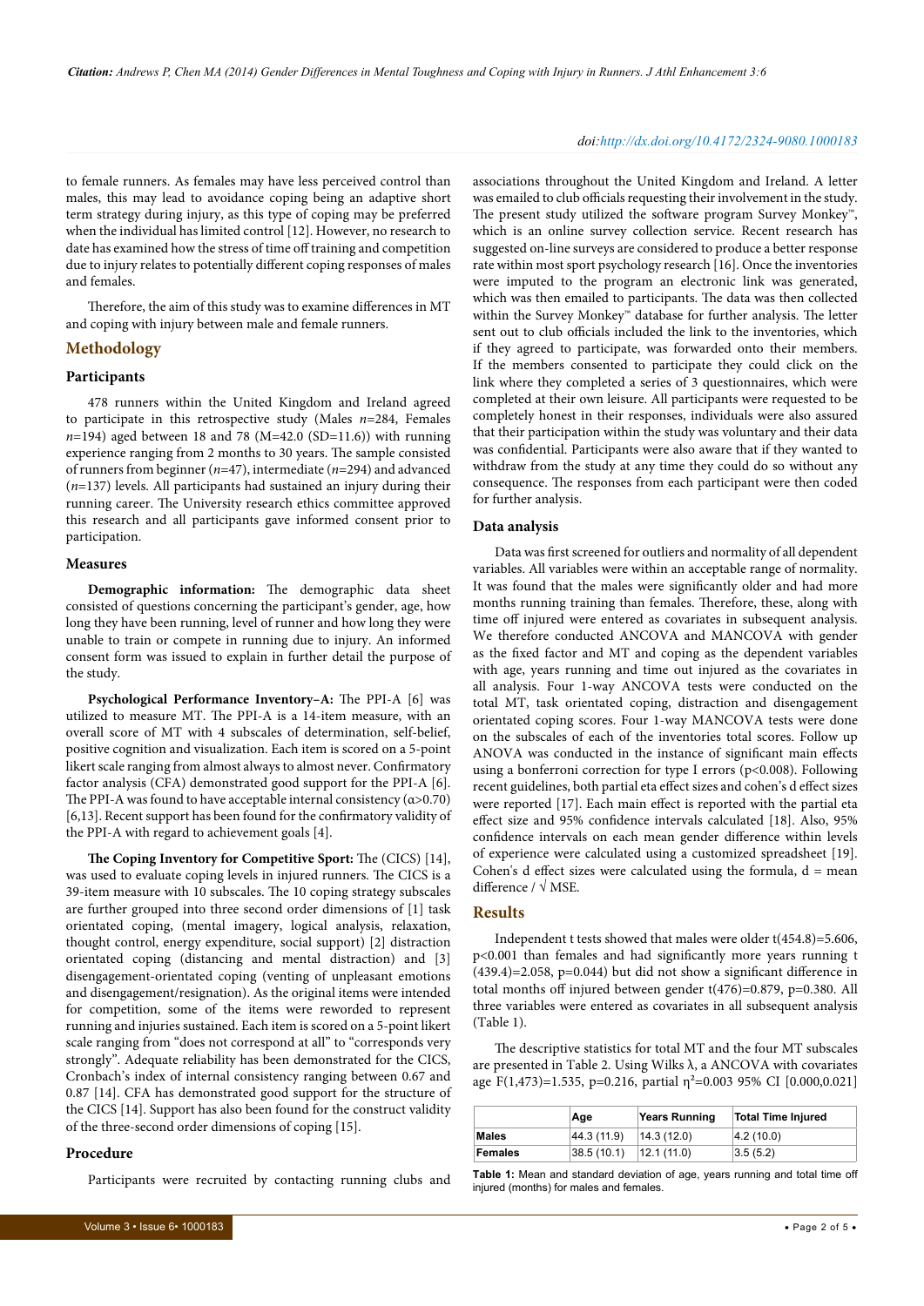to female runners. As females may have less perceived control than males, this may lead to avoidance coping being an adaptive short term strategy during injury, as this type of coping may be preferred when the individual has limited control [12]. However, no research to date has examined how the stress of time off training and competition due to injury relates to potentially different coping responses of males and females.

Therefore, the aim of this study was to examine differences in MT and coping with injury between male and female runners.

## Methodology

### Participants

478 runners within the United Kingdom and Ireland agreed to participate in this retrospective study (Males *n*=284, Females *n*=194) aged between 18 and 78 (M=42.0 (SD=11.6)) with running experience ranging from 2 months to 30 years. The sample consisted of runners from beginner (*n*=47), intermediate (*n*=294) and advanced (*n*=137) levels. All participants had sustained an injury during their running career. The University research ethics committee approved this research and all participants gave informed consent prior to participation.

### Measures

**Demographic information:** The demographic data sheet consisted of questions concerning the participant's gender, age, how long they have been running, level of runner and how long they were unable to train or compete in running due to injury. An informed consent form was issued to explain in further detail the purpose of the study.

**Psychological Performance Inventory–A:** The PPI-A [6] was utilized to measure MT. The PPI-A is a 14-item measure, with an overall score of MT with 4 subscales of determination, self-belief, positive cognition and visualization. Each item is scored on a 5-point likert scale ranging from almost always to almost never. Confirmatory factor analysis (CFA) demonstrated good support for the PPI-A [6]. The PPI-A was found to have acceptable internal consistency ($\alpha$>0.70) [6,13]. Recent support has been found for the confirmatory validity of the PPI-A with regard to achievement goals [4].

**The Coping Inventory for Competitive Sport:** The (CICS) [14], was used to evaluate coping levels in injured runners. The CICS is a 39-item measure with 10 subscales. The 10 coping strategy subscales are further grouped into three second order dimensions of [1] task orientated coping, (mental imagery, logical analysis, relaxation, thought control, energy expenditure, social support) [2] distraction orientated coping (distancing and mental distraction) and [3] disengagement-orientated coping (venting of unpleasant emotions and disengagement/resignation). As the original items were intended for competition, some of the items were reworded to represent running and injuries sustained. Each item is scored on a 5-point likert scale ranging from "does not correspond at all" to "corresponds very strongly". Adequate reliability has been demonstrated for the CICS, Cronbach's index of internal consistency ranging between 0.67 and 0.87 [14]. CFA has demonstrated good support for the structure of the CICS [14]. Support has also been found for the construct validity of the three-second order dimensions of coping [15].

### Procedure

Participants were recruited by contacting running clubs and associations throughout the United Kingdom and Ireland. A letter was emailed to club officials requesting their involvement in the study. The present study utilized the software program Survey Monkey™, which is an online survey collection service. Recent research has suggested on-line surveys are considered to produce a better response rate within most sport psychology research [16]. Once the inventories were imputed to the program an electronic link was generated, which was then emailed to participants. The data was then collected within the Survey Monkey™ database for further analysis. The letter sent out to club officials included the link to the inventories, which if they agreed to participate, was forwarded onto their members. If the members consented to participate they could click on the link where they completed a series of 3 questionnaires, which were completed at their own leisure. All participants were requested to be completely honest in their responses, individuals were also assured that their participation within the study was voluntary and their data was confidential. Participants were also aware that if they wanted to withdraw from the study at any time they could do so without any consequence. The responses from each participant were then coded for further analysis.

### Data analysis

Data was first screened for outliers and normality of all dependent variables. All variables were within an acceptable range of normality. It was found that the males were significantly older and had more months running training than females. Therefore, these, along with time off injured were entered as covariates in subsequent analysis. We therefore conducted ANCOVA and MANCOVA with gender as the fixed factor and MT and coping as the dependent variables with age, years running and time out injured as the covariates in all analysis. Four 1-way ANCOVA tests were conducted on the total MT, task orientated coping, distraction and disengagement orientated coping scores. Four 1-way MANCOVA tests were done on the subscales of each of the inventories total scores. Follow up ANOVA was conducted in the instance of significant main effects using a bonferroni correction for type I errors ($p<0.008$). Following recent guidelines, both partial eta effect sizes and cohen's d effect sizes were reported [17]. Each main effect is reported with the partial eta effect size and 95% confidence intervals calculated [18]. Also, 95% confidence intervals on each mean gender difference within levels of experience were calculated using a customized spreadsheet [19]. Cohen's d effect sizes were calculated using the formula, d = mean difference / $\sqrt{\text{MSE}}$.

## Results

Independent t tests showed that males were older $t(454.8)=5.606$, $p<0.001$ than females and had significantly more years running $t(439.4)=2.058$, $p=0.044$) but did not show a significant difference in total months off injured between gender $t(476)=0.879$, $p=0.380$. All three variables were entered as covariates in all subsequent analysis (Table 1).

The descriptive statistics for total MT and the four MT subscales are presented in Table 2. Using Wilks $\lambda$, a ANCOVA with covariates age $F(1,473)=1.535$, $p=0.216$, partial $\eta^2=0.003$ 95% CI [0.000,0.021]

| | Age | Years Running | Total Time Injured |
|---|---|---|---|
| **Males** | 44.3 (11.9) | 14.3 (12.0) | 4.2 (10.0) |
| **Females** | 38.5 (10.1) | 12.1 (11.0) | 3.5 (5.2) |

**Table 1:** Mean and standard deviation of age, years running and total time off injured (months) for males and females.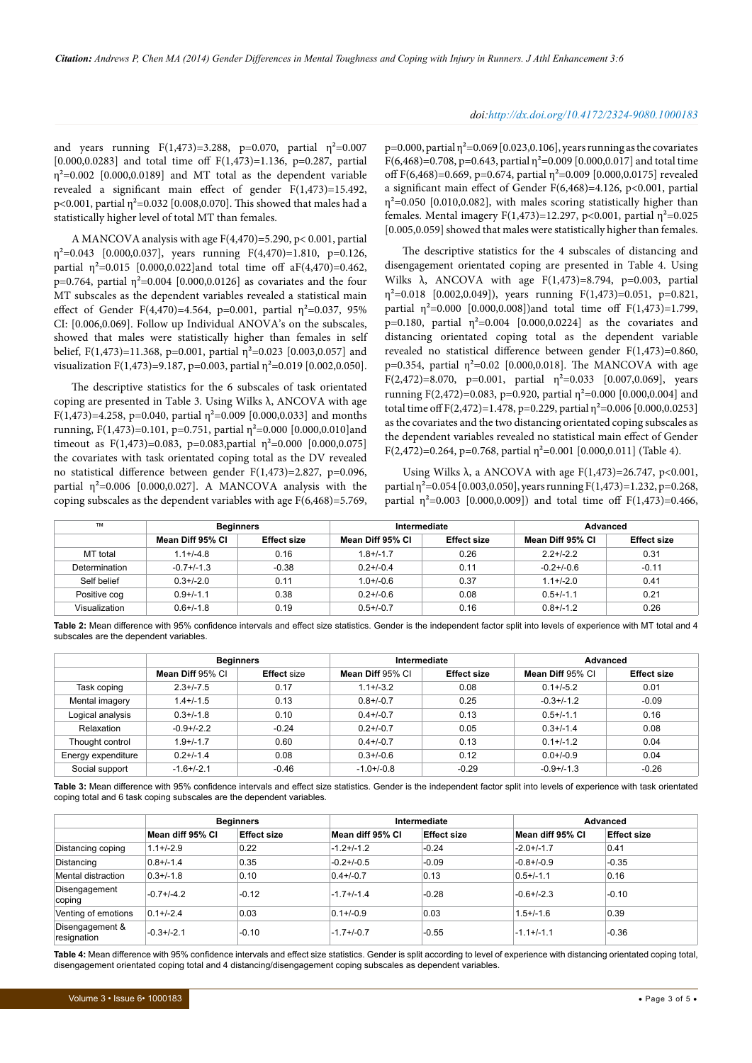and years running $F(1,473)=3.288$, $p=0.070$, partial $\eta^2=0.007$ [0.000,0.0283] and total time off $F(1,473)=1.136$, $p=0.287$, partial $\eta^2=0.002$ [0.000,0.0189] and MT total as the dependent variable revealed a significant main effect of gender $F(1,473)=15.492$, $p<0.001$, partial $\eta^2=0.032$ [0.008,0.070]. This showed that males had a statistically higher level of total MT than females.

A MANCOVA analysis with age $F(4,470)=5.290$, $p< 0.001$, partial $\eta^2=0.043$ [0.000,0.037], years running $F(4,470)=1.810$, $p=0.126$, partial $\eta^2=0.015$ [0.000,0.022]and total time off a$F(4,470)=0.462$, $p=0.764$, partial $\eta^2=0.004$ [0.000,0.0126] as covariates and the four MT subscales as the dependent variables revealed a statistical main effect of Gender $F(4,470)=4.564$, $p=0.001$, partial $\eta^2=0.037$, 95% CI: [0.006,0.069]. Follow up Individual ANOVA's on the subscales, showed that males were statistically higher than females in self belief, $F(1,473)=11.368$, $p=0.001$, partial $\eta^2=0.023$ [0.003,0.057] and visualization $F(1,473)=9.187$, $p=0.003$, partial $\eta^2=0.019$ [0.002,0.050].

The descriptive statistics for the 6 subscales of task orientated coping are presented in Table 3. Using Wilks λ, ANCOVA with age $F(1,473)=4.258$, $p=0.040$, partial $\eta^2=0.009$ [0.000,0.033] and months running, $F(1,473)=0.101$, $p=0.751$, partial $\eta^2=0.000$ [0.000,0.010]and timeout as $F(1,473)=0.083$, $p=0.083$,partial $\eta^2=0.000$ [0.000,0.075] the covariates with task orientated coping total as the DV revealed no statistical difference between gender $F(1,473)=2.827$, $p=0.096$, partial $\eta^2=0.006$ [0.000,0.027]. A MANCOVA analysis with the coping subscales as the dependent variables with age $F(6,468)=5.769$, $p=0.000$, partial $\eta^2=0.069$ [0.023,0.106], years running as the covariates $F(6,468)=0.708$, $p=0.643$, partial $\eta^2=0.009$ [0.000,0.017] and total time off $F(6,468)=0.669$, $p=0.674$, partial $\eta^2=0.009$ [0.000,0.0175] revealed a significant main effect of Gender $F(6,468)=4.126$, $p<0.001$, partial $\eta^2=0.050$ [0.010,0.082], with males scoring statistically higher than females. Mental imagery $F(1,473)=12.297$, $p<0.001$, partial $\eta^2=0.025$ [0.005,0.059] showed that males were statistically higher than females.

The descriptive statistics for the 4 subscales of distancing and disengagement orientated coping are presented in Table 4. Using Wilks λ, ANCOVA with age $F(1,473)=8.794$, $p=0.003$, partial $\eta^2=0.018$ [0.002,0.049]), years running $F(1,473)=0.051$, $p=0.821$, partial $\eta^2=0.000$ [0.000,0.008])and total time off $F(1,473)=1.799$, $p=0.180$, partial $\eta^2=0.004$ [0.000,0.0224] as the covariates and distancing orientated coping total as the dependent variable revealed no statistical difference between gender $F(1,473)=0.860$, $p=0.354$, partial $\eta^2=0.02$ [0.000,0.018]. The MANCOVA with age $F(2,472)=8.070$, $p=0.001$, partial $\eta^2=0.033$ [0.007,0.069], years running $F(2,472)=0.083$, $p=0.920$, partial $\eta^2=0.000$ [0.000,0.004] and total time off $F(2,472)=1.478$, $p=0.229$, partial $\eta^2=0.006$ [0.000,0.0253] as the covariates and the two distancing orientated coping subscales as the dependent variables revealed no statistical main effect of Gender $F(2,472)=0.264$, $p=0.768$, partial $\eta^2=0.001$ [0.000,0.011] (Table 4).

Using Wilks λ, a ANCOVA with age $F(1,473)=26.747$, $p<0.001$, partial $\eta^2=0.054$ [0.003,0.050], years running $F(1,473)=1.232$, $p=0.268$, partial $\eta^2=0.003$ [0.000,0.009]) and total time off $F(1,473)=0.466$,

| TM | Beginners | | Intermediate | | Advanced | |
|---|---|---|---|---|---|---|
| | Mean Diff 95% CI | Effect size | Mean Diff 95% CI | Effect size | Mean Diff 95% CI | Effect size |
| MT total | 1.1+/-4.8 | 0.16 | 1.8+/-1.7 | 0.26 | 2.2+/-2.2 | 0.31 |
| Determination | -0.7+/-1.3 | -0.38 | 0.2+/-0.4 | 0.11 | -0.2+/-0.6 | -0.11 |
| Self belief | 0.3+/-2.0 | 0.11 | 1.0+/-0.6 | 0.37 | 1.1+/-2.0 | 0.41 |
| Positive cog | 0.9+/-1.1 | 0.38 | 0.2+/-0.6 | 0.08 | 0.5+/-1.1 | 0.21 |
| Visualization | 0.6+/-1.8 | 0.19 | 0.5+/-0.7 | 0.16 | 0.8+/-1.2 | 0.26 |

**Table 2:** Mean difference with 95% confidence intervals and effect size statistics. Gender is the independent factor split into levels of experience with MT total and 4 subscales are the dependent variables.

| | Beginners | | Intermediate | | Advanced | |
|---|---|---|---|---|---|---|
| | Mean Diff 95% CI | Effect size | Mean Diff 95% CI | Effect size | Mean Diff 95% CI | Effect size |
| Task coping | 2.3+/-7.5 | 0.17 | 1.1+/-3.2 | 0.08 | 0.1+/-5.2 | 0.01 |
| Mental imagery | 1.4+/-1.5 | 0.13 | 0.8+/-0.7 | 0.25 | -0.3+/-1.2 | -0.09 |
| Logical analysis | 0.3+/-1.8 | 0.10 | 0.4+/-0.7 | 0.13 | 0.5+/-1.1 | 0.16 |
| Relaxation | -0.9+/-2.2 | -0.24 | 0.2+/-0.7 | 0.05 | 0.3+/-1.4 | 0.08 |
| Thought control | 1.9+/-1.7 | 0.60 | 0.4+/-0.7 | 0.13 | 0.1+/-1.2 | 0.04 |
| Energy expenditure | 0.2+/-1.4 | 0.08 | 0.3+/-0.6 | 0.12 | 0.0+/-0.9 | 0.04 |
| Social support | -1.6+/-2.1 | -0.46 | -1.0+/-0.8 | -0.29 | -0.9+/-1.3 | -0.26 |

**Table 3:** Mean difference with 95% confidence intervals and effect size statistics. Gender is the independent factor split into levels of experience with task orientated coping total and 6 task coping subscales are the dependent variables.

| | Beginners | | Intermediate | | Advanced | |
|---|---|---|---|---|---|---|
| | Mean diff 95% CI | Effect size | Mean diff 95% CI | Effect size | Mean diff 95% CI | Effect size |
| Distancing coping | 1.1+/-2.9 | 0.22 | -1.2+/-1.2 | -0.24 | -2.0+/-1.7 | 0.41 |
| Distancing | 0.8+/-1.4 | 0.35 | -0.2+/-0.5 | -0.09 | -0.8+/-0.9 | -0.35 |
| Mental distraction | 0.3+/-1.8 | 0.10 | 0.4+/-0.7 | 0.13 | 0.5+/-1.1 | 0.16 |
| Disengagement coping | -0.7+/-4.2 | -0.12 | -1.7+/-1.4 | -0.28 | -0.6+/-2.3 | -0.10 |
| Venting of emotions | 0.1+/-2.4 | 0.03 | 0.1+/-0.9 | 0.03 | 1.5+/-1.6 | 0.39 |
| Disengagement & resignation | -0.3+/-2.1 | -0.10 | -1.7+/-0.7 | -0.55 | -1.1+/-1.1 | -0.36 |

**Table 4:** Mean difference with 95% confidence intervals and effect size statistics. Gender is split according to level of experience with distancing orientated coping total, disengagement orientated coping total and 4 distancing/disengagement coping subscales as dependent variables.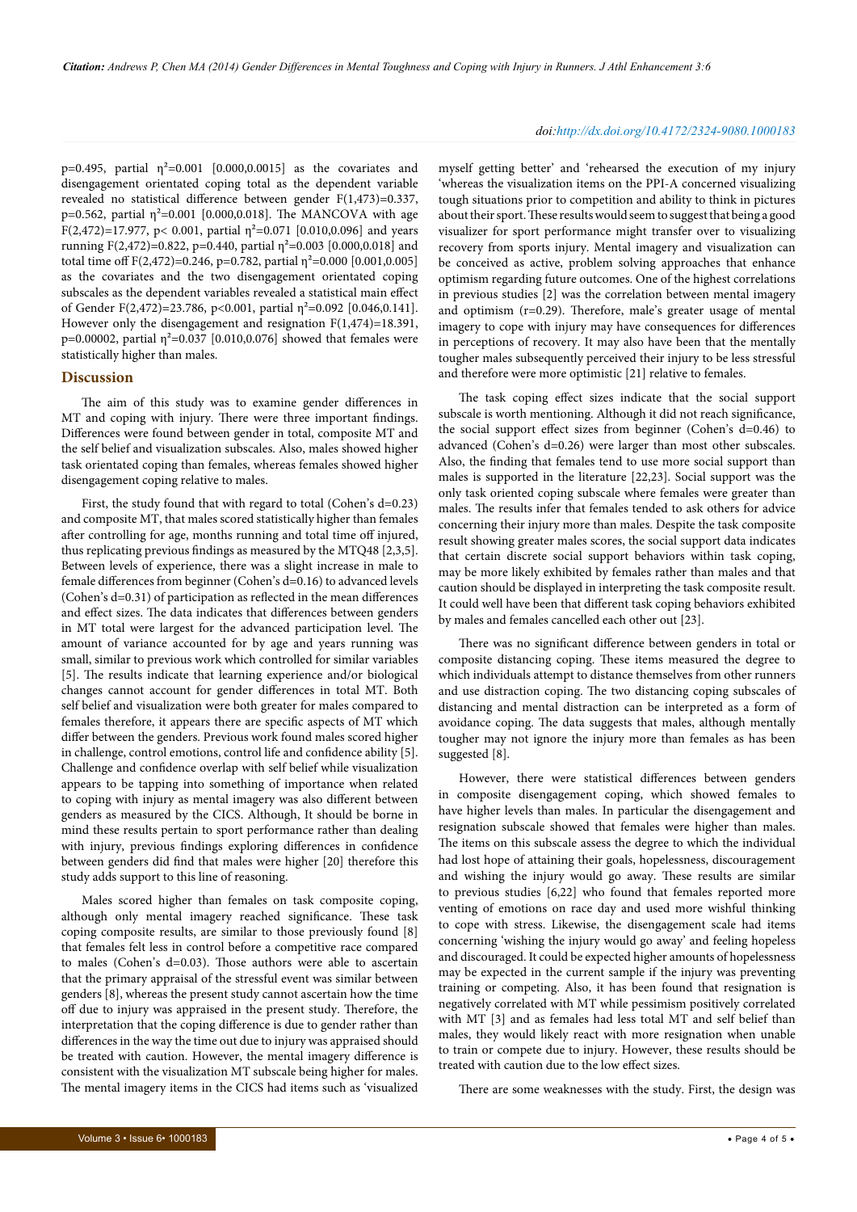p=0.495, partial $\eta^2$=0.001 [0.000,0.0015] as the covariates and disengagement orientated coping total as the dependent variable revealed no statistical difference between gender $F(1,473)=0.337$, p=0.562, partial $\eta^2$=0.001 [0.000,0.018]. The MANCOVA with age $F(2,472)=17.977$, p< 0.001, partial $\eta^2$=0.071 [0.010,0.096] and years running $F(2,472)=0.822$, p=0.440, partial $\eta^2$=0.003 [0.000,0.018] and total time off $F(2,472)=0.246$, p=0.782, partial $\eta^2$=0.000 [0.001,0.005] as the covariates and the two disengagement orientated coping subscales as the dependent variables revealed a statistical main effect of Gender $F(2,472)=23.786$, p<0.001, partial $\eta^2$=0.092 [0.046,0.141]. However only the disengagement and resignation $F(1,474)=18.391$, p=0.00002, partial $\eta^2$=0.037 [0.010,0.076] showed that females were statistically higher than males.

## Discussion

The aim of this study was to examine gender differences in MT and coping with injury. There were three important findings. Differences were found between gender in total, composite MT and the self belief and visualization subscales. Also, males showed higher task orientated coping than females, whereas females showed higher disengagement coping relative to males.

First, the study found that with regard to total (Cohen's d=0.23) and composite MT, that males scored statistically higher than females after controlling for age, months running and total time off injured, thus replicating previous findings as measured by the MTQ48 [2,3,5]. Between levels of experience, there was a slight increase in male to female differences from beginner (Cohen's d=0.16) to advanced levels (Cohen's d=0.31) of participation as reflected in the mean differences and effect sizes. The data indicates that differences between genders in MT total were largest for the advanced participation level. The amount of variance accounted for by age and years running was small, similar to previous work which controlled for similar variables [5]. The results indicate that learning experience and/or biological changes cannot account for gender differences in total MT. Both self belief and visualization were both greater for males compared to females therefore, it appears there are specific aspects of MT which differ between the genders. Previous work found males scored higher in challenge, control emotions, control life and confidence ability [5]. Challenge and confidence overlap with self belief while visualization appears to be tapping into something of importance when related to coping with injury as mental imagery was also different between genders as measured by the CICS. Although, It should be borne in mind these results pertain to sport performance rather than dealing with injury, previous findings exploring differences in confidence between genders did find that males were higher [20] therefore this study adds support to this line of reasoning.

Males scored higher than females on task composite coping, although only mental imagery reached significance. These task coping composite results, are similar to those previously found [8] that females felt less in control before a competitive race compared to males (Cohen's d=0.03). Those authors were able to ascertain that the primary appraisal of the stressful event was similar between genders [8], whereas the present study cannot ascertain how the time off due to injury was appraised in the present study. Therefore, the interpretation that the coping difference is due to gender rather than differences in the way the time out due to injury was appraised should be treated with caution. However, the mental imagery difference is consistent with the visualization MT subscale being higher for males. The mental imagery items in the CICS had items such as 'visualized myself getting better' and 'rehearsed the execution of my injury 'whereas the visualization items on the PPI-A concerned visualizing tough situations prior to competition and ability to think in pictures about their sport. These results would seem to suggest that being a good visualizer for sport performance might transfer over to visualizing recovery from sports injury. Mental imagery and visualization can be conceived as active, problem solving approaches that enhance optimism regarding future outcomes. One of the highest correlations in previous studies [2] was the correlation between mental imagery and optimism (r=0.29). Therefore, male's greater usage of mental imagery to cope with injury may have consequences for differences in perceptions of recovery. It may also have been that the mentally tougher males subsequently perceived their injury to be less stressful and therefore were more optimistic [21] relative to females.

The task coping effect sizes indicate that the social support subscale is worth mentioning. Although it did not reach significance, the social support effect sizes from beginner (Cohen's d=0.46) to advanced (Cohen's d=0.26) were larger than most other subscales. Also, the finding that females tend to use more social support than males is supported in the literature [22,23]. Social support was the only task oriented coping subscale where females were greater than males. The results infer that females tended to ask others for advice concerning their injury more than males. Despite the task composite result showing greater males scores, the social support data indicates that certain discrete social support behaviors within task coping, may be more likely exhibited by females rather than males and that caution should be displayed in interpreting the task composite result. It could well have been that different task coping behaviors exhibited by males and females cancelled each other out [23].

There was no significant difference between genders in total or composite distancing coping. These items measured the degree to which individuals attempt to distance themselves from other runners and use distraction coping. The two distancing coping subscales of distancing and mental distraction can be interpreted as a form of avoidance coping. The data suggests that males, although mentally tougher may not ignore the injury more than females as has been suggested [8].

However, there were statistical differences between genders in composite disengagement coping, which showed females to have higher levels than males. In particular the disengagement and resignation subscale showed that females were higher than males. The items on this subscale assess the degree to which the individual had lost hope of attaining their goals, hopelessness, discouragement and wishing the injury would go away. These results are similar to previous studies [6,22] who found that females reported more venting of emotions on race day and used more wishful thinking to cope with stress. Likewise, the disengagement scale had items concerning 'wishing the injury would go away' and feeling hopeless and discouraged. It could be expected higher amounts of hopelessness may be expected in the current sample if the injury was preventing training or competing. Also, it has been found that resignation is negatively correlated with MT while pessimism positively correlated with MT [3] and as females had less total MT and self belief than males, they would likely react with more resignation when unable to train or compete due to injury. However, these results should be treated with caution due to the low effect sizes.

There are some weaknesses with the study. First, the design was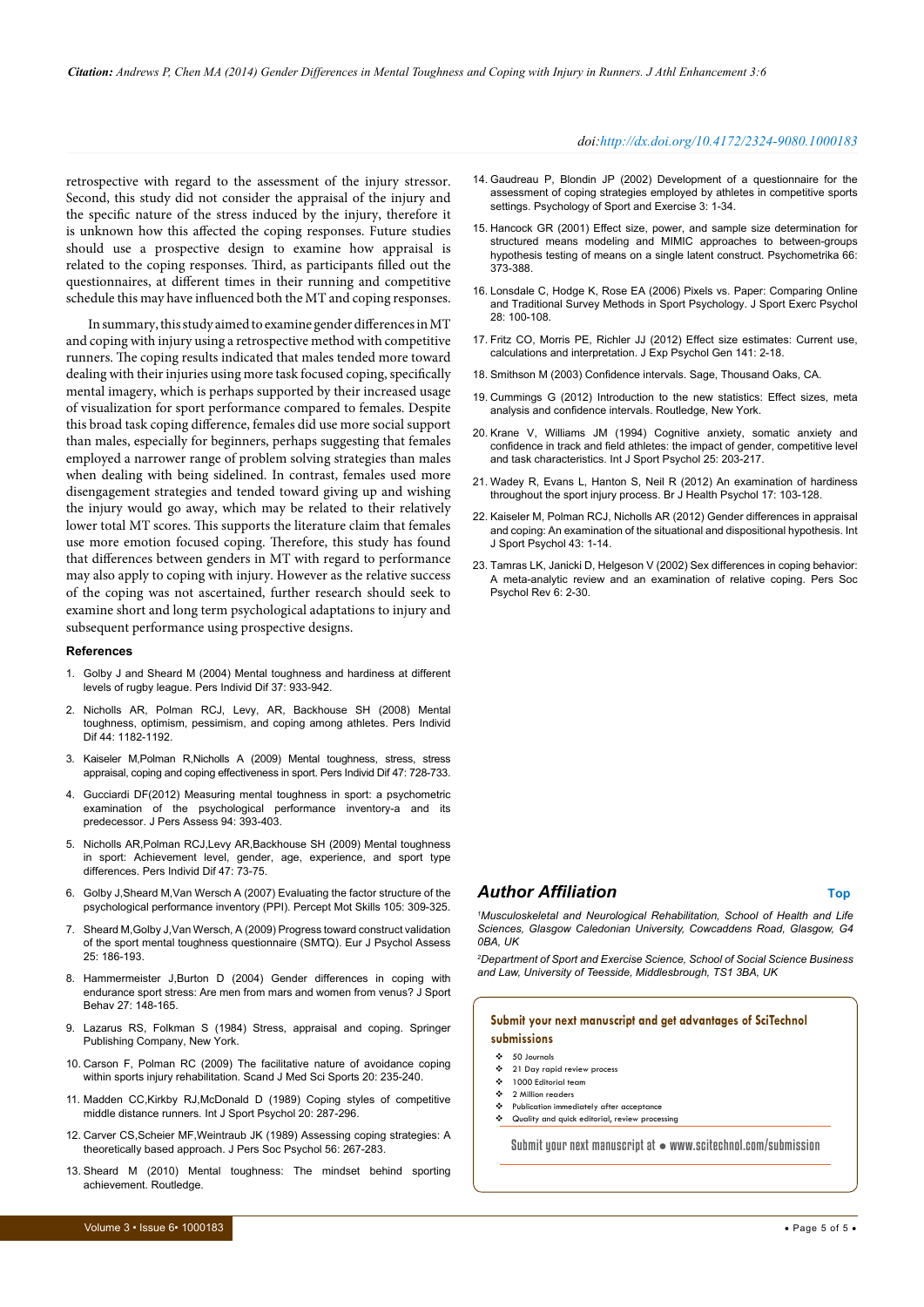retrospective with regard to the assessment of the injury stressor. Second, this study did not consider the appraisal of the injury and the specific nature of the stress induced by the injury, therefore it is unknown how this affected the coping responses. Future studies should use a prospective design to examine how appraisal is related to the coping responses. Third, as participants filled out the questionnaires, at different times in their running and competitive schedule this may have influenced both the MT and coping responses.

In summary, this study aimed to examine gender differences in MT and coping with injury using a retrospective method with competitive runners. The coping results indicated that males tended more toward dealing with their injuries using more task focused coping, specifically mental imagery, which is perhaps supported by their increased usage of visualization for sport performance compared to females. Despite this broad task coping difference, females did use more social support than males, especially for beginners, perhaps suggesting that females employed a narrower range of problem solving strategies than males when dealing with being sidelined. In contrast, females used more disengagement strategies and tended toward giving up and wishing the injury would go away, which may be related to their relatively lower total MT scores. This supports the literature claim that females use more emotion focused coping. Therefore, this study has found that differences between genders in MT with regard to performance may also apply to coping with injury. However as the relative success of the coping was not ascertained, further research should seek to examine short and long term psychological adaptations to injury and subsequent performance using prospective designs.

## References

1. Golby J and Sheard M (2004) Mental toughness and hardiness at different levels of rugby league. Pers Individ Dif 37: 933-942.
2. Nicholls AR, Polman RCJ, Levy, AR, Backhouse SH (2008) Mental toughness, optimism, pessimism, and coping among athletes. Pers Individ Dif 44: 1182-1192.
3. Kaiseler M,Polman R,Nicholls A (2009) Mental toughness, stress, stress appraisal, coping and coping effectiveness in sport. Pers Individ Dif 47: 728-733.
4. Gucciardi DF(2012) Measuring mental toughness in sport: a psychometric examination of the psychological performance inventory-a and its predecessor. J Pers Assess 94: 393-403.
5. Nicholls AR,Polman RCJ,Levy AR,Backhouse SH (2009) Mental toughness in sport: Achievement level, gender, age, experience, and sport type differences. Pers Individ Dif 47: 73-75.
6. Golby J,Sheard M,Van Wersch A (2007) Evaluating the factor structure of the psychological performance inventory (PPI). Percept Mot Skills 105: 309-325.
7. Sheard M,Golby J,Van Wersch, A (2009) Progress toward construct validation of the sport mental toughness questionnaire (SMTQ). Eur J Psychol Assess 25: 186-193.
8. Hammermeister J,Burton D (2004) Gender differences in coping with endurance sport stress: Are men from mars and women from venus? J Sport Behav 27: 148-165.
9. Lazarus RS, Folkman S (1984) Stress, appraisal and coping. Springer Publishing Company, New York.
10. Carson F, Polman RC (2009) The facilitative nature of avoidance coping within sports injury rehabilitation. Scand J Med Sci Sports 20: 235-240.
11. Madden CC,Kirkby RJ,McDonald D (1989) Coping styles of competitive middle distance runners. Int J Sport Psychol 20: 287-296.
12. Carver CS,Scheier MF,Weintraub JK (1989) Assessing coping strategies: A theoretically based approach. J Pers Soc Psychol 56: 267-283.
13. Sheard M (2010) Mental toughness: The mindset behind sporting achievement. Routledge.
14. Gaudreau P, Blondin JP (2002) Development of a questionnaire for the assessment of coping strategies employed by athletes in competitive sports settings. Psychology of Sport and Exercise 3: 1-34.
15. Hancock GR (2001) Effect size, power, and sample size determination for structured means modeling and MIMIC approaches to between-groups hypothesis testing of means on a single latent construct. Psychometrika 66: 373-388.
16. Lonsdale C, Hodge K, Rose EA (2006) Pixels vs. Paper: Comparing Online and Traditional Survey Methods in Sport Psychology. J Sport Exerc Psychol 28: 100-108.
17. Fritz CO, Morris PE, Richler JJ (2012) Effect size estimates: Current use, calculations and interpretation. J Exp Psychol Gen 141: 2-18.
18. Smithson M (2003) Confidence intervals. Sage, Thousand Oaks, CA.
19. Cummings G (2012) Introduction to the new statistics: Effect sizes, meta analysis and confidence intervals. Routledge, New York.
20. Krane V, Williams JM (1994) Cognitive anxiety, somatic anxiety and confidence in track and field athletes: the impact of gender, competitive level and task characteristics. Int J Sport Psychol 25: 203-217.
21. Wadey R, Evans L, Hanton S, Neil R (2012) An examination of hardiness throughout the sport injury process. Br J Health Psychol 17: 103-128.
22. Kaiseler M, Polman RCJ, Nicholls AR (2012) Gender differences in appraisal and coping: An examination of the situational and dispositional hypothesis. Int J Sport Psychol 43: 1-14.
23. Tamras LK, Janicki D, Helgeson V (2002) Sex differences in coping behavior: A meta-analytic review and an examination of relative coping. Pers Soc Psychol Rev 6: 2-30.

## Author Affiliation

[1]Musculoskeletal and Neurological Rehabilitation, School of Health and Life Sciences, Glasgow Caledonian University, Cowcaddens Road, Glasgow, G4 0BA, UK

[2]Department of Sport and Exercise Science, School of Social Science Business and Law, University of Teesside, Middlesbrough, TS1 3BA, UK

**Submit your next manuscript and get advantages of SciTechnol submissions**

- 50 Journals
- 21 Day rapid review process
- 1000 Editorial team
- 2 Million readers
- Publication immediately after acceptance
- Quality and quick editorial, review processing

Submit your next manuscript at ● www.scitechnol.com/submission